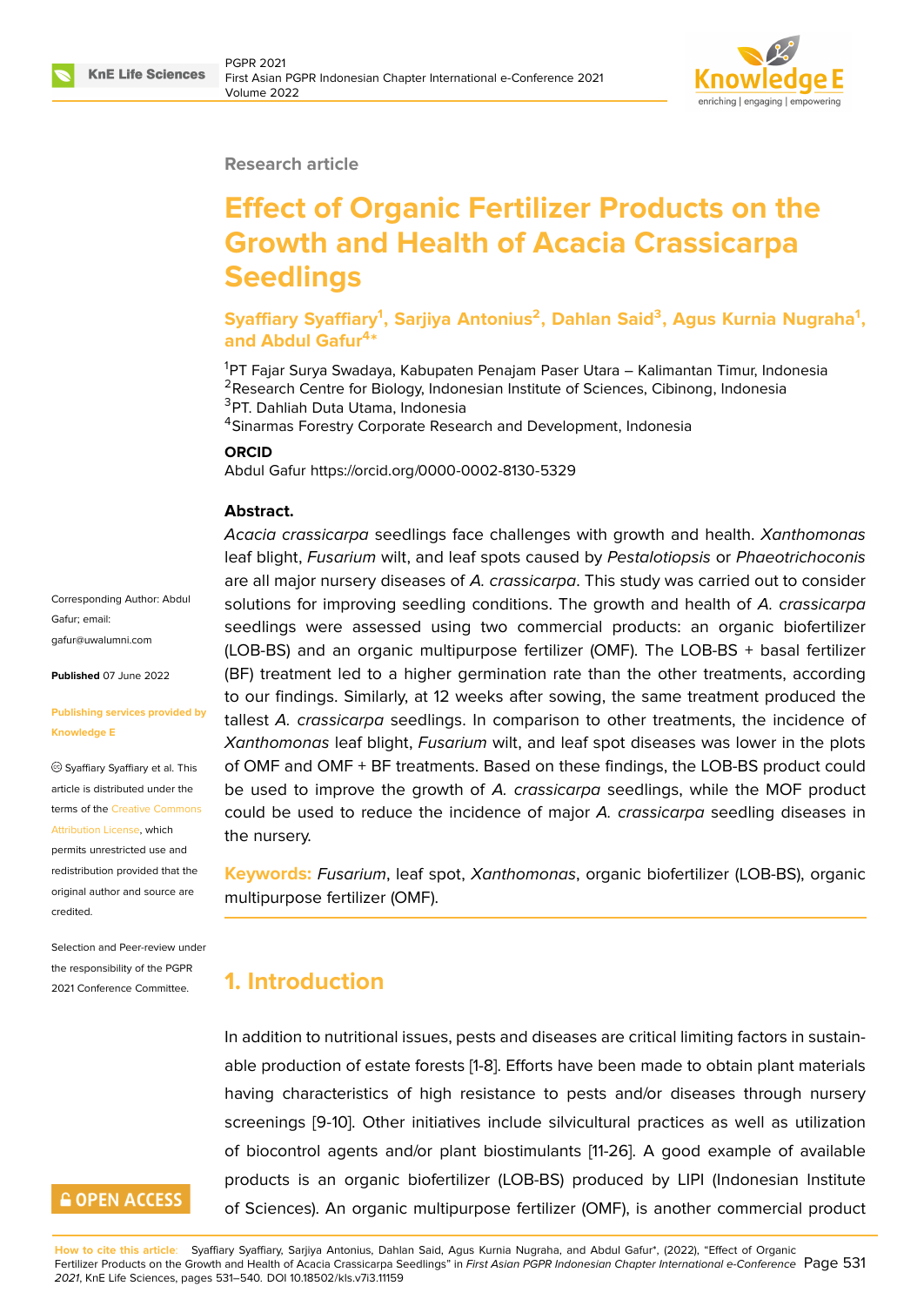Research article

# Effect of Organic Fertilizer Products on the Growth and Health of Acacia Crassicarpa Seedlings

**Syaffiary Syaffiary[1], Sarjiya Antonius[2], Dahlan Said[3], Agus Kurnia Nugraha[1], and Abdul Gafur[4*]**

[1]PT Fajar Surya Swadaya, Kabupaten Penajam Paser Utara – Kalimantan Timur, Indonesia
[2]Research Centre for Biology, Indonesian Institute of Sciences, Cibinong, Indonesia
[3]PT. Dahliah Duta Utama, Indonesia
[4]Sinarmas Forestry Corporate Research and Development, Indonesia

**ORCID**

Abdul Gafur https://orcid.org/0000-0002-8130-5329

Corresponding Author: Abdul Gafur; email: gafur@uwalumni.com

**Published** 07 June 2022

**Publishing services provided by Knowledge E**

© Syaffiary Syaffiary et al. This article is distributed under the terms of the Creative Commons Attribution License, which permits unrestricted use and redistribution provided that the original author and source are credited.

Selection and Peer-review under the responsibility of the PGPR 2021 Conference Committee.

**Abstract.**

*Acacia crassicarpa* seedlings face challenges with growth and health. *Xanthomonas* leaf blight, *Fusarium* wilt, and leaf spots caused by *Pestalotiopsis* or *Phaeotrichoconis* are all major nursery diseases of *A. crassicarpa*. This study was carried out to consider solutions for improving seedling conditions. The growth and health of *A. crassicarpa* seedlings were assessed using two commercial products: an organic biofertilizer (LOB-BS) and an organic multipurpose fertilizer (OMF). The LOB-BS + basal fertilizer (BF) treatment led to a higher germination rate than the other treatments, according to our findings. Similarly, at 12 weeks after sowing, the same treatment produced the tallest *A. crassicarpa* seedlings. In comparison to other treatments, the incidence of *Xanthomonas* leaf blight, *Fusarium* wilt, and leaf spot diseases was lower in the plots of OMF and OMF + BF treatments. Based on these findings, the LOB-BS product could be used to improve the growth of *A. crassicarpa* seedlings, while the MOF product could be used to reduce the incidence of major *A. crassicarpa* seedling diseases in the nursery.

**Keywords:** *Fusarium*, leaf spot, *Xanthomonas*, organic biofertilizer (LOB-BS), organic multipurpose fertilizer (OMF).

## 1. Introduction

In addition to nutritional issues, pests and diseases are critical limiting factors in sustainable production of estate forests [1-8]. Efforts have been made to obtain plant materials having characteristics of high resistance to pests and/or diseases through nursery screenings [9-10]. Other initiatives include silvicultural practices as well as utilization of biocontrol agents and/or plant biostimulants [11-26]. A good example of available products is an organic biofertilizer (LOB-BS) produced by LIPI (Indonesian Institute of Sciences). An organic multipurpose fertilizer (OMF), is another commercial product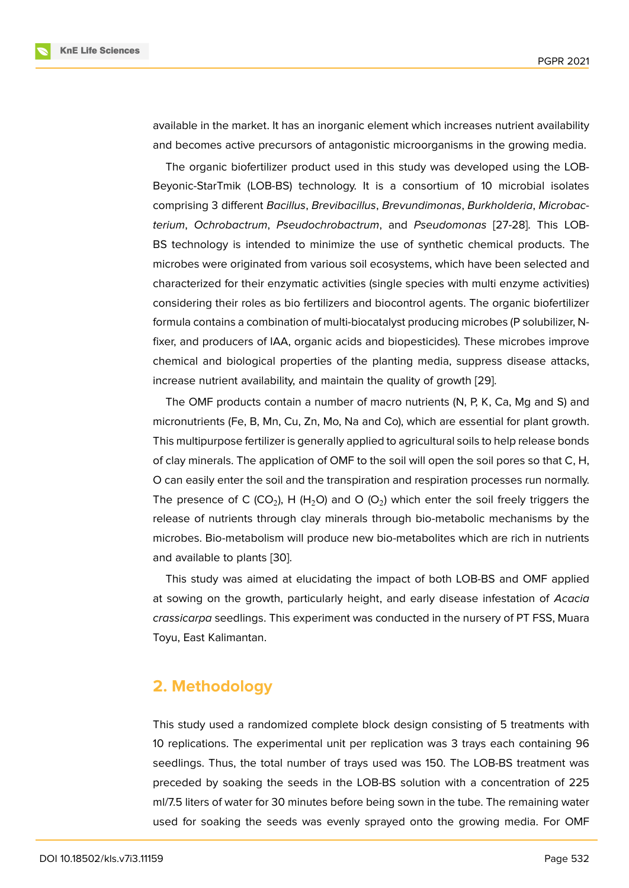available in the market. It has an inorganic element which increases nutrient availability and becomes active precursors of antagonistic microorganisms in the growing media.

The organic biofertilizer product used in this study was developed using the LOB-Beyonic-StarTmik (LOB-BS) technology. It is a consortium of 10 microbial isolates comprising 3 different *Bacillus*, *Brevibacillus*, *Brevundimonas*, *Burkholderia*, *Microbacterium*, *Ochrobactrum*, *Pseudochrobactrum*, and *Pseudomonas* [27-28]. This LOB-BS technology is intended to minimize the use of synthetic chemical products. The microbes were originated from various soil ecosystems, which have been selected and characterized for their enzymatic activities (single species with multi enzyme activities) considering their roles as bio fertilizers and biocontrol agents. The organic biofertilizer formula contains a combination of multi-biocatalyst producing microbes (P solubilizer, N-fixer, and producers of IAA, organic acids and biopesticides). These microbes improve chemical and biological properties of the planting media, suppress disease attacks, increase nutrient availability, and maintain the quality of growth [29].

The OMF products contain a number of macro nutrients (N, P, K, Ca, Mg and S) and micronutrients (Fe, B, Mn, Cu, Zn, Mo, Na and Co), which are essential for plant growth. This multipurpose fertilizer is generally applied to agricultural soils to help release bonds of clay minerals. The application of OMF to the soil will open the soil pores so that C, H, O can easily enter the soil and the transpiration and respiration processes run normally. The presence of C ($CO_2$), H ($H_2O$) and O ($O_2$) which enter the soil freely triggers the release of nutrients through clay minerals through bio-metabolic mechanisms by the microbes. Bio-metabolism will produce new bio-metabolites which are rich in nutrients and available to plants [30].

This study was aimed at elucidating the impact of both LOB-BS and OMF applied at sowing on the growth, particularly height, and early disease infestation of *Acacia crassicarpa* seedlings. This experiment was conducted in the nursery of PT FSS, Muara Toyu, East Kalimantan.

## 2. Methodology

This study used a randomized complete block design consisting of 5 treatments with 10 replications. The experimental unit per replication was 3 trays each containing 96 seedlings. Thus, the total number of trays used was 150. The LOB-BS treatment was preceded by soaking the seeds in the LOB-BS solution with a concentration of 225 ml/7.5 liters of water for 30 minutes before being sown in the tube. The remaining water used for soaking the seeds was evenly sprayed onto the growing media. For OMF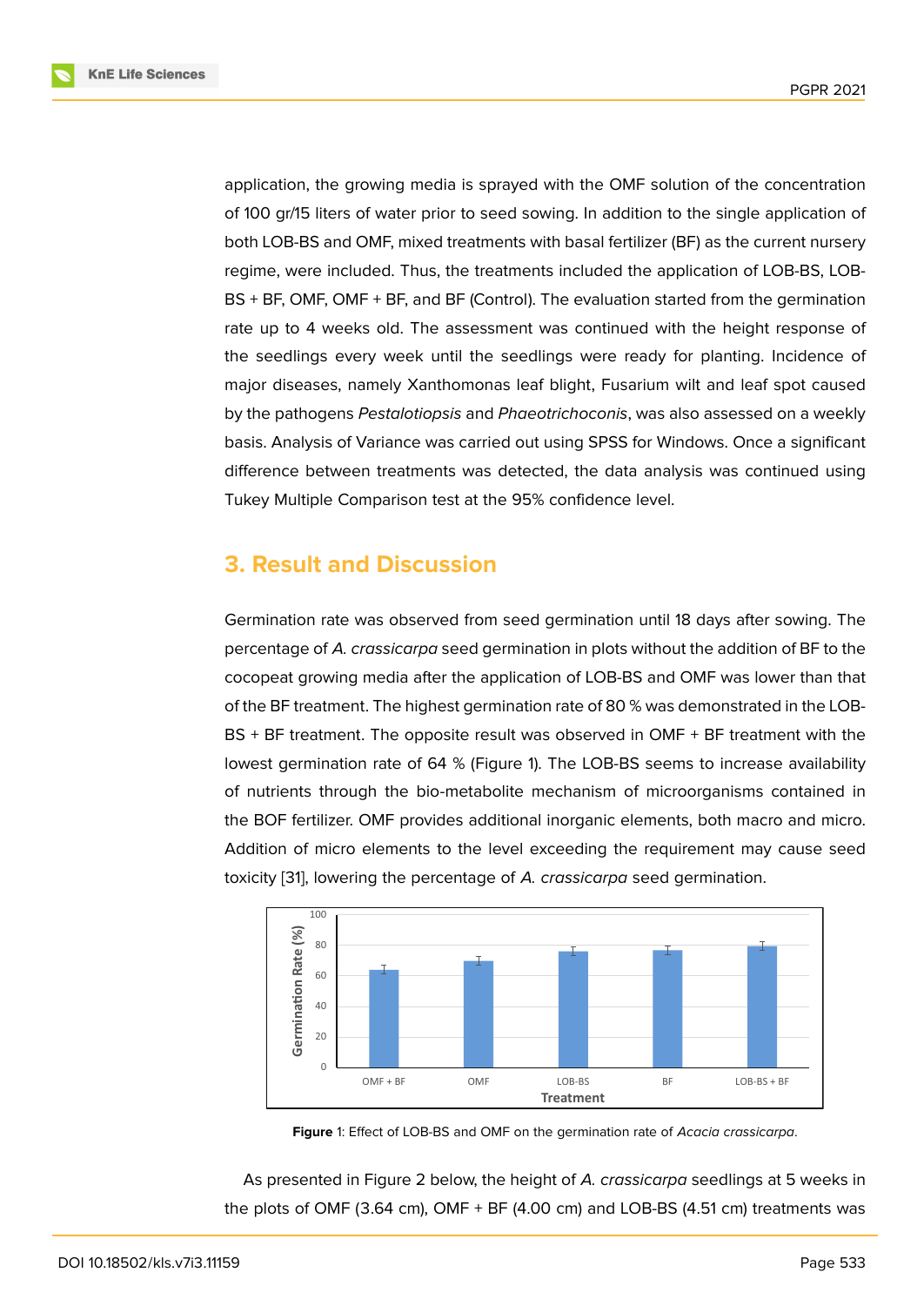application, the growing media is sprayed with the OMF solution of the concentration of 100 gr/15 liters of water prior to seed sowing. In addition to the single application of both LOB-BS and OMF, mixed treatments with basal fertilizer (BF) as the current nursery regime, were included. Thus, the treatments included the application of LOB-BS, LOB-BS + BF, OMF, OMF + BF, and BF (Control). The evaluation started from the germination rate up to 4 weeks old. The assessment was continued with the height response of the seedlings every week until the seedlings were ready for planting. Incidence of major diseases, namely Xanthomonas leaf blight, Fusarium wilt and leaf spot caused by the pathogens *Pestalotiopsis* and *Phaeotrichoconis*, was also assessed on a weekly basis. Analysis of Variance was carried out using SPSS for Windows. Once a significant difference between treatments was detected, the data analysis was continued using Tukey Multiple Comparison test at the 95% confidence level.

## 3. Result and Discussion

Germination rate was observed from seed germination until 18 days after sowing. The percentage of *A. crassicarpa* seed germination in plots without the addition of BF to the cocopeat growing media after the application of LOB-BS and OMF was lower than that of the BF treatment. The highest germination rate of 80 % was demonstrated in the LOB-BS + BF treatment. The opposite result was observed in OMF + BF treatment with the lowest germination rate of 64 % (Figure 1). The LOB-BS seems to increase availability of nutrients through the bio-metabolite mechanism of microorganisms contained in the BOF fertilizer. OMF provides additional inorganic elements, both macro and micro. Addition of micro elements to the level exceeding the requirement may cause seed toxicity [31], lowering the percentage of *A. crassicarpa* seed germination.

**Figure** 1: Effect of LOB-BS and OMF on the germination rate of *Acacia crassicarpa*.

As presented in Figure 2 below, the height of *A. crassicarpa* seedlings at 5 weeks in the plots of OMF (3.64 cm), OMF + BF (4.00 cm) and LOB-BS (4.51 cm) treatments was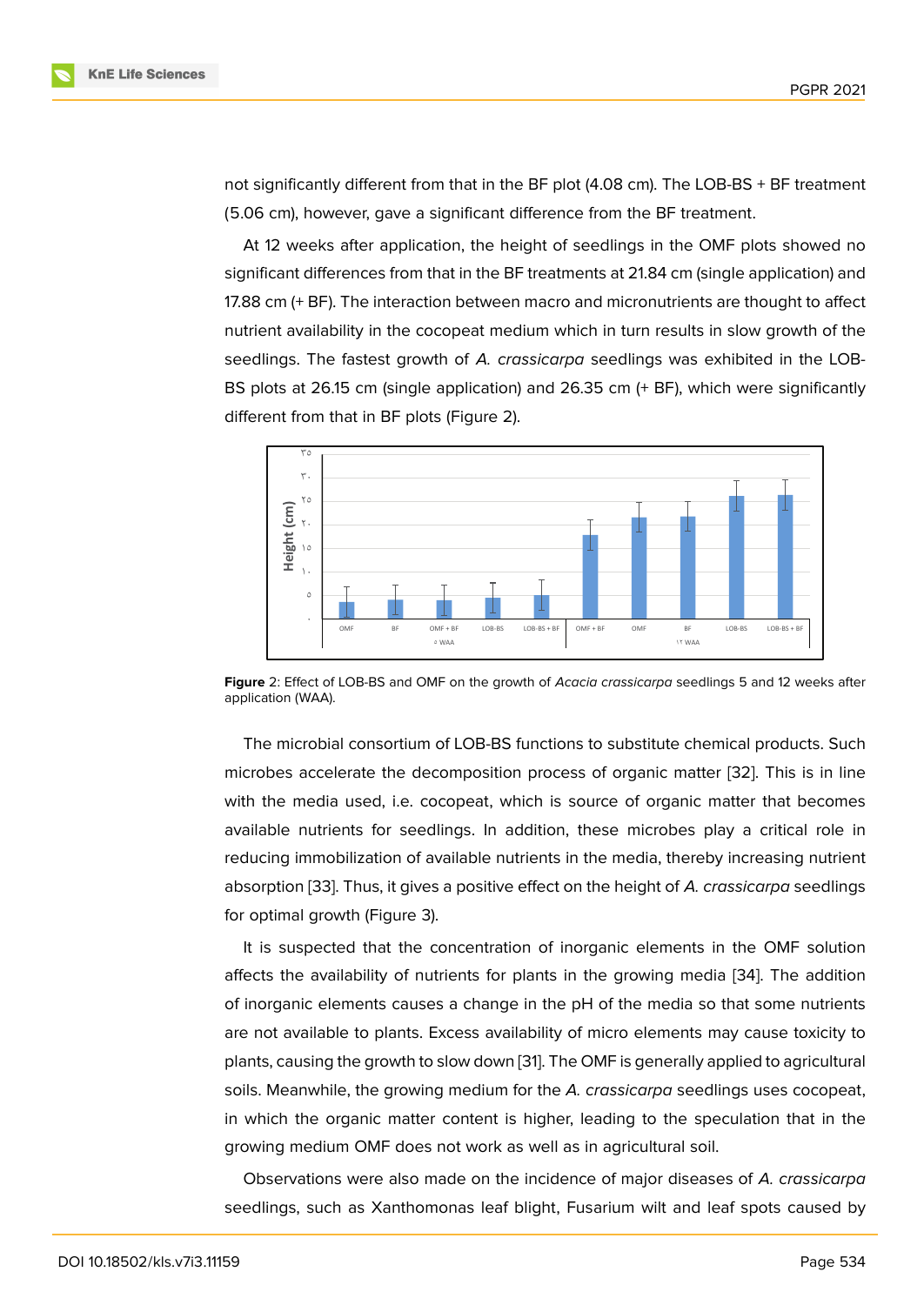not significantly different from that in the BF plot (4.08 cm). The LOB-BS + BF treatment (5.06 cm), however, gave a significant difference from the BF treatment.

At 12 weeks after application, the height of seedlings in the OMF plots showed no significant differences from that in the BF treatments at 21.84 cm (single application) and 17.88 cm (+ BF). The interaction between macro and micronutrients are thought to affect nutrient availability in the cocopeat medium which in turn results in slow growth of the seedlings. The fastest growth of *A. crassicarpa* seedlings was exhibited in the LOB-BS plots at 26.15 cm (single application) and 26.35 cm (+ BF), which were significantly different from that in BF plots (Figure 2).

**Figure** 2: Effect of LOB-BS and OMF on the growth of *Acacia crassicarpa* seedlings 5 and 12 weeks after application (WAA).

The microbial consortium of LOB-BS functions to substitute chemical products. Such microbes accelerate the decomposition process of organic matter [32]. This is in line with the media used, i.e. cocopeat, which is source of organic matter that becomes available nutrients for seedlings. In addition, these microbes play a critical role in reducing immobilization of available nutrients in the media, thereby increasing nutrient absorption [33]. Thus, it gives a positive effect on the height of *A. crassicarpa* seedlings for optimal growth (Figure 3).

It is suspected that the concentration of inorganic elements in the OMF solution affects the availability of nutrients for plants in the growing media [34]. The addition of inorganic elements causes a change in the pH of the media so that some nutrients are not available to plants. Excess availability of micro elements may cause toxicity to plants, causing the growth to slow down [31]. The OMF is generally applied to agricultural soils. Meanwhile, the growing medium for the *A. crassicarpa* seedlings uses cocopeat, in which the organic matter content is higher, leading to the speculation that in the growing medium OMF does not work as well as in agricultural soil.

Observations were also made on the incidence of major diseases of *A. crassicarpa* seedlings, such as Xanthomonas leaf blight, Fusarium wilt and leaf spots caused by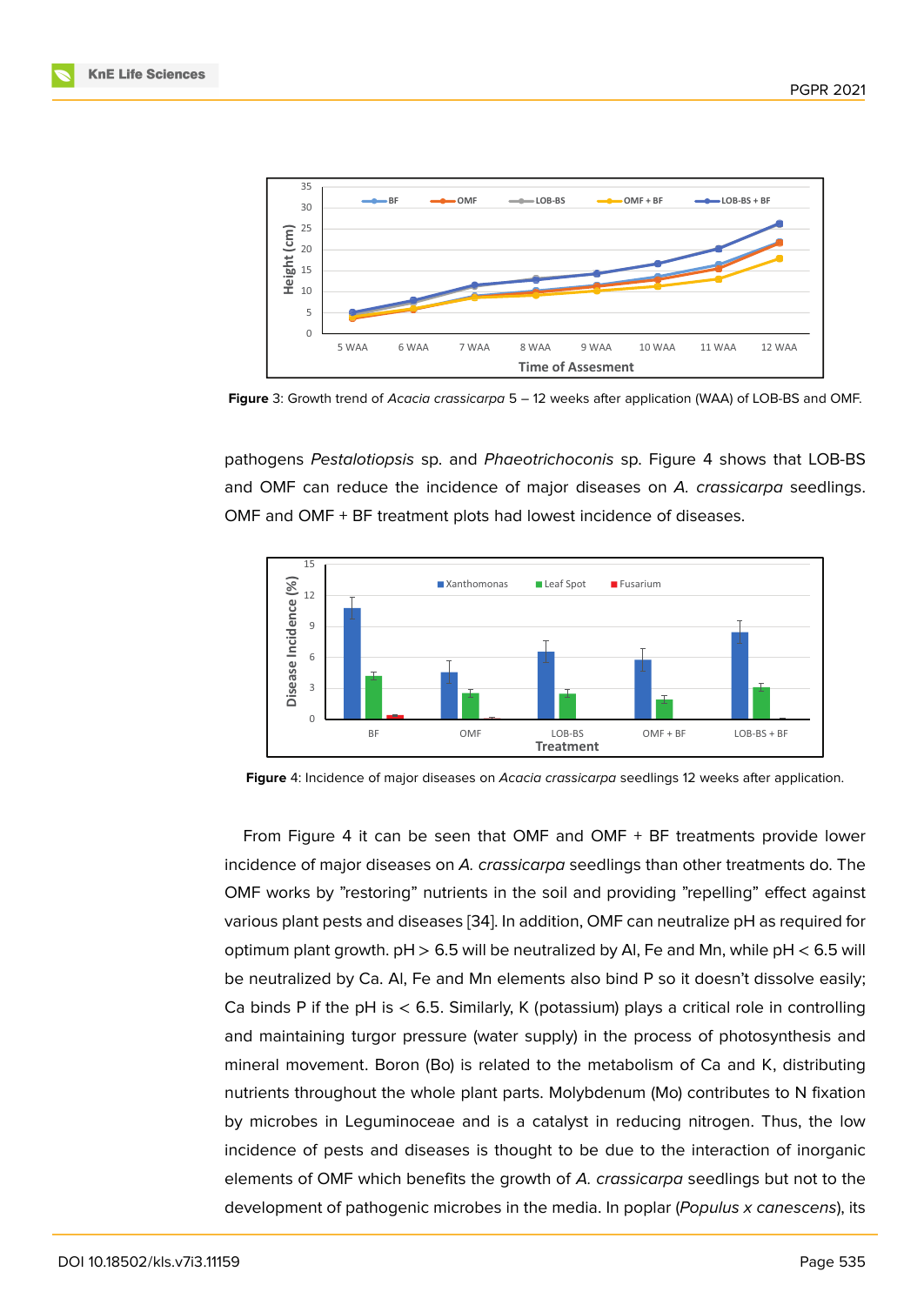**Figure** 3: Growth trend of *Acacia crassicarpa* 5 – 12 weeks after application (WAA) of LOB-BS and OMF.

pathogens *Pestalotiopsis* sp. and *Phaeotrichoconis* sp. Figure 4 shows that LOB-BS and OMF can reduce the incidence of major diseases on *A. crassicarpa* seedlings. OMF and OMF + BF treatment plots had lowest incidence of diseases.

**Figure** 4: Incidence of major diseases on *Acacia crassicarpa* seedlings 12 weeks after application.

From Figure 4 it can be seen that OMF and OMF + BF treatments provide lower incidence of major diseases on *A. crassicarpa* seedlings than other treatments do. The OMF works by "restoring" nutrients in the soil and providing "repelling" effect against various plant pests and diseases [34]. In addition, OMF can neutralize pH as required for optimum plant growth. pH > 6.5 will be neutralized by Al, Fe and Mn, while pH < 6.5 will be neutralized by Ca. Al, Fe and Mn elements also bind P so it doesn't dissolve easily; Ca binds P if the pH is < 6.5. Similarly, K (potassium) plays a critical role in controlling and maintaining turgor pressure (water supply) in the process of photosynthesis and mineral movement. Boron (Bo) is related to the metabolism of Ca and K, distributing nutrients throughout the whole plant parts. Molybdenum (Mo) contributes to N fixation by microbes in Leguminoceae and is a catalyst in reducing nitrogen. Thus, the low incidence of pests and diseases is thought to be due to the interaction of inorganic elements of OMF which benefits the growth of *A. crassicarpa* seedlings but not to the development of pathogenic microbes in the media. In poplar (*Populus x canescens*), its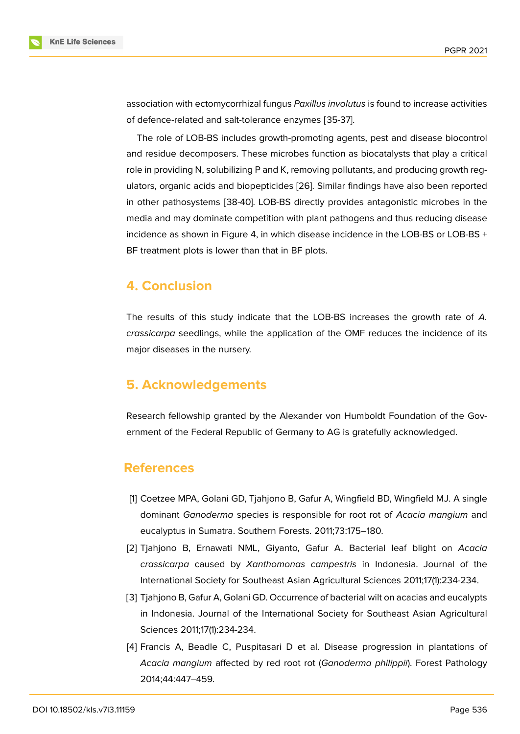association with ectomycorrhizal fungus *Paxillus involutus* is found to increase activities of defence-related and salt-tolerance enzymes [35-37].

The role of LOB-BS includes growth-promoting agents, pest and disease biocontrol and residue decomposers. These microbes function as biocatalysts that play a critical role in providing N, solubilizing P and K, removing pollutants, and producing growth regulators, organic acids and biopepticides [26]. Similar findings have also been reported in other pathosystems [38-40]. LOB-BS directly provides antagonistic microbes in the media and may dominate competition with plant pathogens and thus reducing disease incidence as shown in Figure 4, in which disease incidence in the LOB-BS or LOB-BS + BF treatment plots is lower than that in BF plots.

## 4. Conclusion

The results of this study indicate that the LOB-BS increases the growth rate of *A. crassicarpa* seedlings, while the application of the OMF reduces the incidence of its major diseases in the nursery.

## 5. Acknowledgements

Research fellowship granted by the Alexander von Humboldt Foundation of the Government of the Federal Republic of Germany to AG is gratefully acknowledged.

## References

[1] Coetzee MPA, Golani GD, Tjahjono B, Gafur A, Wingfield BD, Wingfield MJ. A single dominant *Ganoderma* species is responsible for root rot of *Acacia mangium* and eucalyptus in Sumatra. Southern Forests. 2011;73:175–180.

[2] Tjahjono B, Ernawati NML, Giyanto, Gafur A. Bacterial leaf blight on *Acacia crassicarpa* caused by *Xanthomonas campestris* in Indonesia. Journal of the International Society for Southeast Asian Agricultural Sciences 2011;17(1):234-234.

[3] Tjahjono B, Gafur A, Golani GD. Occurrence of bacterial wilt on acacias and eucalypts in Indonesia. Journal of the International Society for Southeast Asian Agricultural Sciences 2011;17(1):234-234.

[4] Francis A, Beadle C, Puspitasari D et al. Disease progression in plantations of *Acacia mangium* affected by red root rot (*Ganoderma philippii*). Forest Pathology 2014;44:447–459.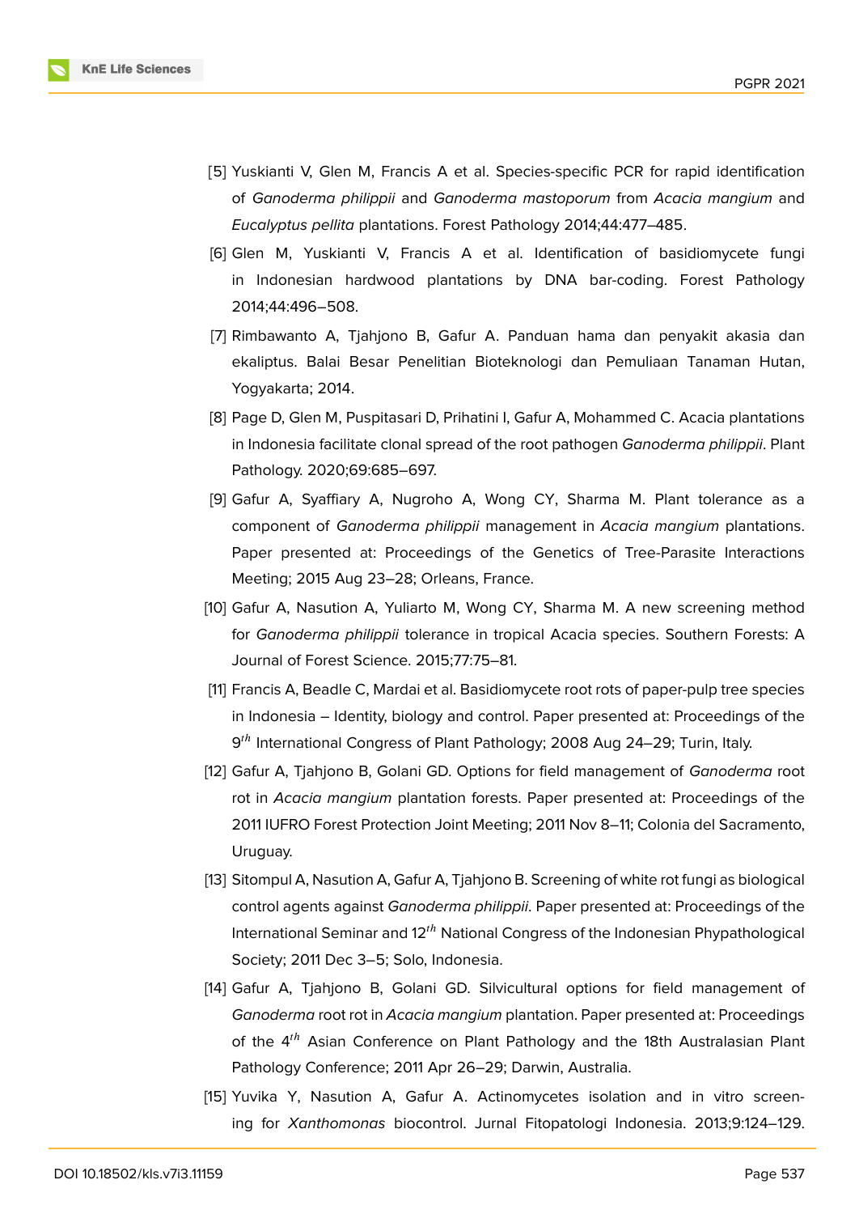[5] Yuskianti V, Glen M, Francis A et al. Species-specific PCR for rapid identification of *Ganoderma philippii* and *Ganoderma mastoporum* from *Acacia mangium* and *Eucalyptus pellita* plantations. Forest Pathology 2014;44:477–485.

[6] Glen M, Yuskianti V, Francis A et al. Identification of basidiomycete fungi in Indonesian hardwood plantations by DNA bar-coding. Forest Pathology 2014;44:496–508.

[7] Rimbawanto A, Tjahjono B, Gafur A. Panduan hama dan penyakit akasia dan ekaliptus. Balai Besar Penelitian Bioteknologi dan Pemuliaan Tanaman Hutan, Yogyakarta; 2014.

[8] Page D, Glen M, Puspitasari D, Prihatini I, Gafur A, Mohammed C. Acacia plantations in Indonesia facilitate clonal spread of the root pathogen *Ganoderma philippii*. Plant Pathology. 2020;69:685–697.

[9] Gafur A, Syaffiary A, Nugroho A, Wong CY, Sharma M. Plant tolerance as a component of *Ganoderma philippii* management in *Acacia mangium* plantations. Paper presented at: Proceedings of the Genetics of Tree-Parasite Interactions Meeting; 2015 Aug 23–28; Orleans, France.

[10] Gafur A, Nasution A, Yuliarto M, Wong CY, Sharma M. A new screening method for *Ganoderma philippii* tolerance in tropical Acacia species. Southern Forests: A Journal of Forest Science. 2015;77:75–81.

[11] Francis A, Beadle C, Mardai et al. Basidiomycete root rots of paper-pulp tree species in Indonesia – Identity, biology and control. Paper presented at: Proceedings of the 9$^{th}$ International Congress of Plant Pathology; 2008 Aug 24–29; Turin, Italy.

[12] Gafur A, Tjahjono B, Golani GD. Options for field management of *Ganoderma* root rot in *Acacia mangium* plantation forests. Paper presented at: Proceedings of the 2011 IUFRO Forest Protection Joint Meeting; 2011 Nov 8–11; Colonia del Sacramento, Uruguay.

[13] Sitompul A, Nasution A, Gafur A, Tjahjono B. Screening of white rot fungi as biological control agents against *Ganoderma philippii*. Paper presented at: Proceedings of the International Seminar and 12$^{th}$ National Congress of the Indonesian Phypathological Society; 2011 Dec 3–5; Solo, Indonesia.

[14] Gafur A, Tjahjono B, Golani GD. Silvicultural options for field management of *Ganoderma* root rot in *Acacia mangium* plantation. Paper presented at: Proceedings of the 4$^{th}$ Asian Conference on Plant Pathology and the 18th Australasian Plant Pathology Conference; 2011 Apr 26–29; Darwin, Australia.

[15] Yuvika Y, Nasution A, Gafur A. Actinomycetes isolation and in vitro screening for *Xanthomonas* biocontrol. Jurnal Fitopatologi Indonesia. 2013;9:124–129.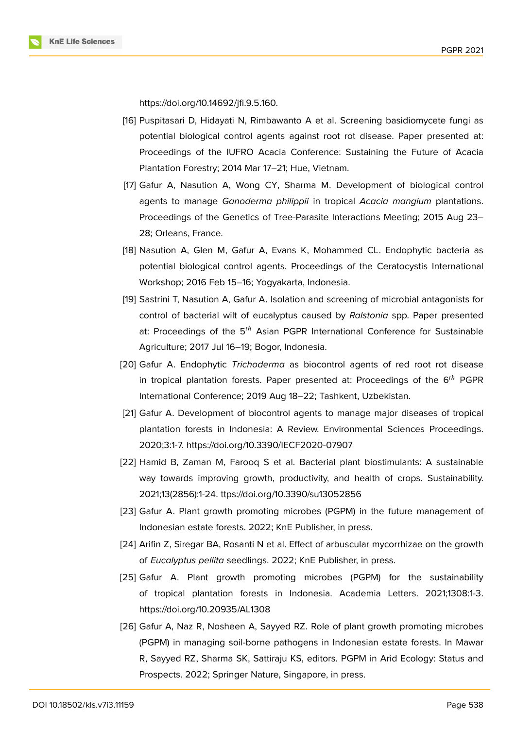https://doi.org/10.14692/jfi.9.5.160.

[16] Puspitasari D, Hidayati N, Rimbawanto A et al. Screening basidiomycete fungi as potential biological control agents against root rot disease. Paper presented at: Proceedings of the IUFRO Acacia Conference: Sustaining the Future of Acacia Plantation Forestry; 2014 Mar 17–21; Hue, Vietnam.

[17] Gafur A, Nasution A, Wong CY, Sharma M. Development of biological control agents to manage *Ganoderma philippii* in tropical *Acacia mangium* plantations. Proceedings of the Genetics of Tree-Parasite Interactions Meeting; 2015 Aug 23–28; Orleans, France.

[18] Nasution A, Glen M, Gafur A, Evans K, Mohammed CL. Endophytic bacteria as potential biological control agents. Proceedings of the Ceratocystis International Workshop; 2016 Feb 15–16; Yogyakarta, Indonesia.

[19] Sastrini T, Nasution A, Gafur A. Isolation and screening of microbial antagonists for control of bacterial wilt of eucalyptus caused by *Ralstonia* spp. Paper presented at: Proceedings of the 5$^{th}$ Asian PGPR International Conference for Sustainable Agriculture; 2017 Jul 16–19; Bogor, Indonesia.

[20] Gafur A. Endophytic *Trichoderma* as biocontrol agents of red root rot disease in tropical plantation forests. Paper presented at: Proceedings of the 6$^{th}$ PGPR International Conference; 2019 Aug 18–22; Tashkent, Uzbekistan.

[21] Gafur A. Development of biocontrol agents to manage major diseases of tropical plantation forests in Indonesia: A Review. Environmental Sciences Proceedings. 2020;3:1-7. https://doi.org/10.3390/IECF2020-07907

[22] Hamid B, Zaman M, Farooq S et al. Bacterial plant biostimulants: A sustainable way towards improving growth, productivity, and health of crops. Sustainability. 2021;13(2856):1-24. ttps://doi.org/10.3390/su13052856

[23] Gafur A. Plant growth promoting microbes (PGPM) in the future management of Indonesian estate forests. 2022; KnE Publisher, in press.

[24] Arifin Z, Siregar BA, Rosanti N et al. Effect of arbuscular mycorrhizae on the growth of *Eucalyptus pellita* seedlings. 2022; KnE Publisher, in press.

[25] Gafur A. Plant growth promoting microbes (PGPM) for the sustainability of tropical plantation forests in Indonesia. Academia Letters. 2021;1308:1-3. https://doi.org/10.20935/AL1308

[26] Gafur A, Naz R, Nosheen A, Sayyed RZ. Role of plant growth promoting microbes (PGPM) in managing soil-borne pathogens in Indonesian estate forests. In Mawar R, Sayyed RZ, Sharma SK, Sattiraju KS, editors. PGPM in Arid Ecology: Status and Prospects. 2022; Springer Nature, Singapore, in press.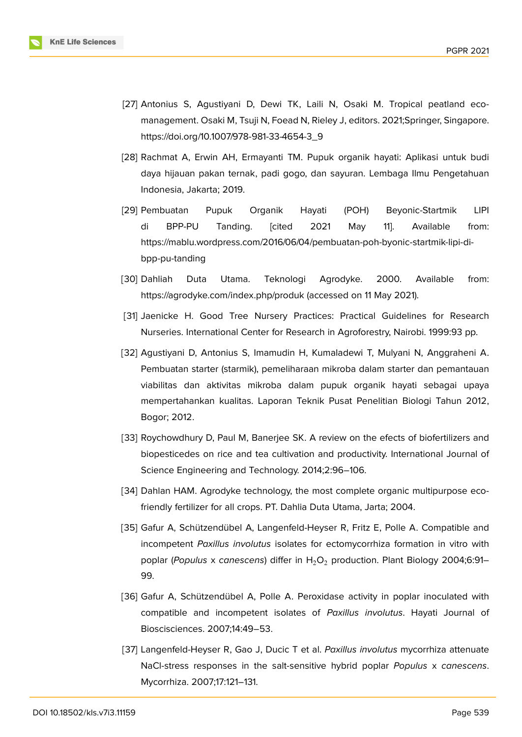[27] Antonius S, Agustiyani D, Dewi TK, Laili N, Osaki M. Tropical peatland eco-management. Osaki M, Tsuji N, Foead N, Rieley J, editors. 2021;Springer, Singapore. https://doi.org/10.1007/978-981-33-4654-3_9

[28] Rachmat A, Erwin AH, Ermayanti TM. Pupuk organik hayati: Aplikasi untuk budi daya hijauan pakan ternak, padi gogo, dan sayuran. Lembaga Ilmu Pengetahuan Indonesia, Jakarta; 2019.

[29] Pembuatan Pupuk Organik Hayati (POH) Beyonic-Startmik LIPI di BPP-PU Tanding. [cited 2021 May 11]. Available from: https://mablu.wordpress.com/2016/06/04/pembuatan-poh-byonic-startmik-lipi-di-bpp-pu-tanding

[30] Dahliah Duta Utama. Teknologi Agrodyke. 2000. Available from: https://agrodyke.com/index.php/produk (accessed on 11 May 2021).

[31] Jaenicke H. Good Tree Nursery Practices: Practical Guidelines for Research Nurseries. International Center for Research in Agroforestry, Nairobi. 1999:93 pp.

[32] Agustiyani D, Antonius S, Imamudin H, Kumaladewi T, Mulyani N, Anggraheni A. Pembuatan starter (starmik), pemeliharaan mikroba dalam starter dan pemantauan viabilitas dan aktivitas mikroba dalam pupuk organik hayati sebagai upaya mempertahankan kualitas. Laporan Teknik Pusat Penelitian Biologi Tahun 2012, Bogor; 2012.

[33] Roychowdhury D, Paul M, Banerjee SK. A review on the efects of biofertilizers and biopesticedes on rice and tea cultivation and productivity. International Journal of Science Engineering and Technology. 2014;2:96–106.

[34] Dahlan HAM. Agrodyke technology, the most complete organic multipurpose eco-friendly fertilizer for all crops. PT. Dahlia Duta Utama, Jarta; 2004.

[35] Gafur A, Schützendübel A, Langenfeld-Heyser R, Fritz E, Polle A. Compatible and incompetent *Paxillus involutus* isolates for ectomycorrhiza formation in vitro with poplar (*Populus* x *canescens*) differ in $H_2O_2$ production. Plant Biology 2004;6:91–99.

[36] Gafur A, Schützendübel A, Polle A. Peroxidase activity in poplar inoculated with compatible and incompetent isolates of *Paxillus involutus*. Hayati Journal of Bioscisciences. 2007;14:49–53.

[37] Langenfeld-Heyser R, Gao J, Ducic T et al. *Paxillus involutus* mycorrhiza attenuate NaCl-stress responses in the salt-sensitive hybrid poplar *Populus* x *canescens*. Mycorrhiza. 2007;17:121–131.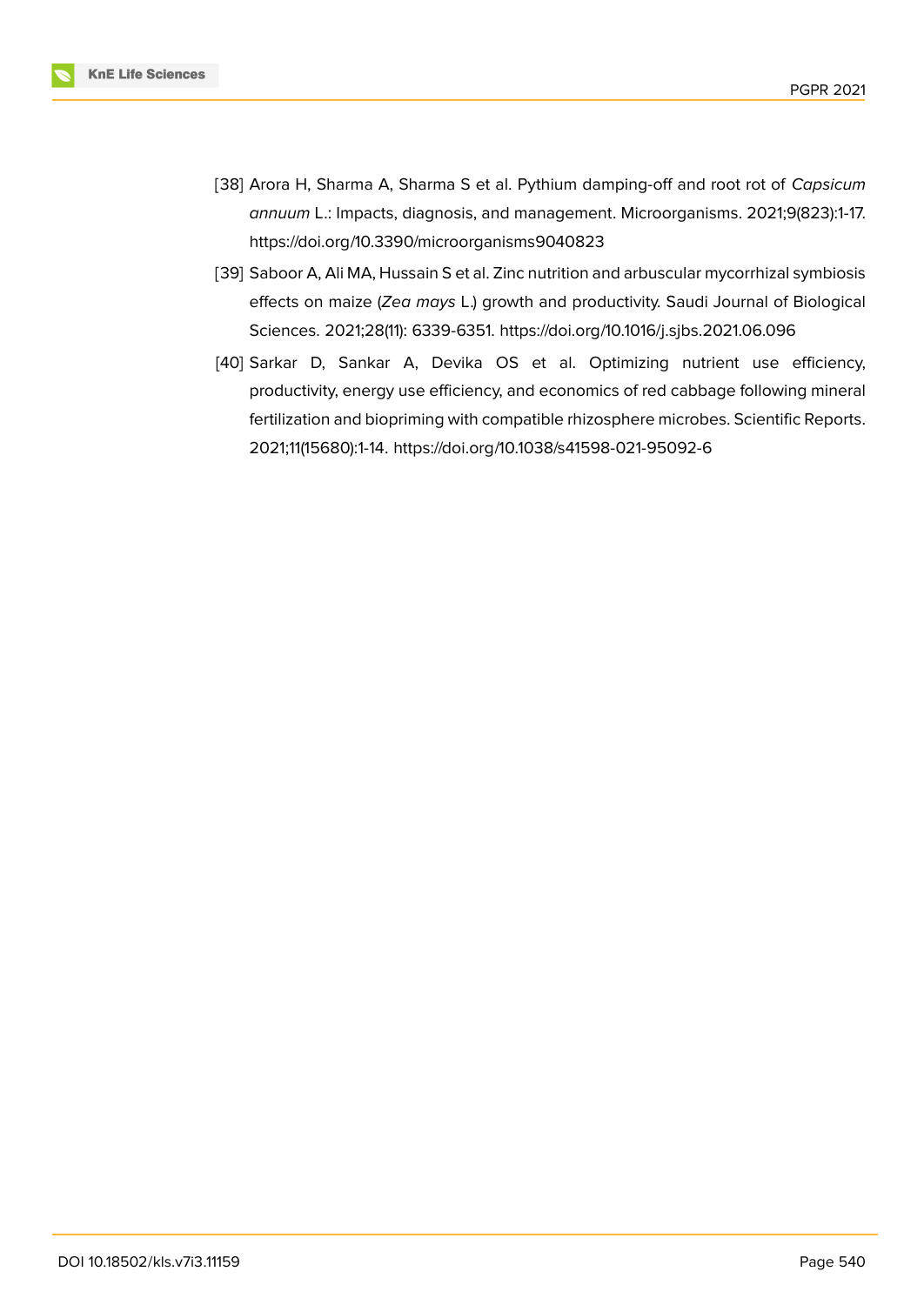[38] Arora H, Sharma A, Sharma S et al. Pythium damping-off and root rot of *Capsicum annuum* L.: Impacts, diagnosis, and management. Microorganisms. 2021;9(823):1-17. https://doi.org/10.3390/microorganisms9040823

[39] Saboor A, Ali MA, Hussain S et al. Zinc nutrition and arbuscular mycorrhizal symbiosis effects on maize (*Zea mays* L.) growth and productivity. Saudi Journal of Biological Sciences. 2021;28(11): 6339-6351. https://doi.org/10.1016/j.sjbs.2021.06.096

[40] Sarkar D, Sankar A, Devika OS et al. Optimizing nutrient use efficiency, productivity, energy use efficiency, and economics of red cabbage following mineral fertilization and biopriming with compatible rhizosphere microbes. Scientific Reports. 2021;11(15680):1-14. https://doi.org/10.1038/s41598-021-95092-6